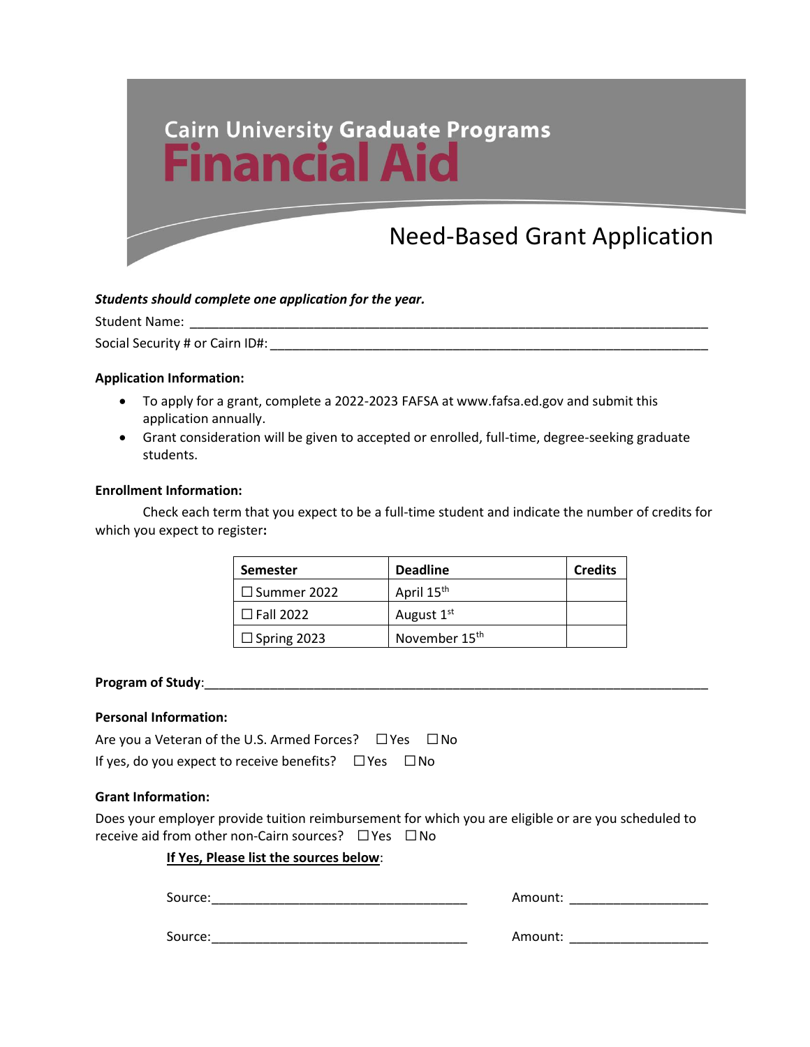# Cairn University Graduate Programs

# Financial Aid

## Need-Based Grant Application

***Students should complete one application for the year.***

Student Name: ___________________________________________________________________________

Social Security # or Cairn ID#: _________________________________________________________________

**Application Information:**

- To apply for a grant, complete a 2022-2023 FAFSA at www.fafsa.ed.gov and submit this application annually.
- Grant consideration will be given to accepted or enrolled, full-time, degree-seeking graduate students.

**Enrollment Information:**

Check each term that you expect to be a full-time student and indicate the number of credits for which you expect to register**:**

| Semester | Deadline | Credits |
|---|---|---|
| ☐ Summer 2022 | April 15th | |
| ☐ Fall 2022 | August 1st | |
| ☐ Spring 2023 | November 15th | |

**Program of Study**:___________________________________________________________________________

**Personal Information:**

Are you a Veteran of the U.S. Armed Forces? ☐ Yes ☐ No

If yes, do you expect to receive benefits? ☐ Yes ☐ No

**Grant Information:**

Does your employer provide tuition reimbursement for which you are eligible or are you scheduled to receive aid from other non-Cairn sources? ☐ Yes ☐ No

**If Yes, Please list the sources below**:

Source:___________________________________ Amount: ___________________

Source:___________________________________ Amount: ___________________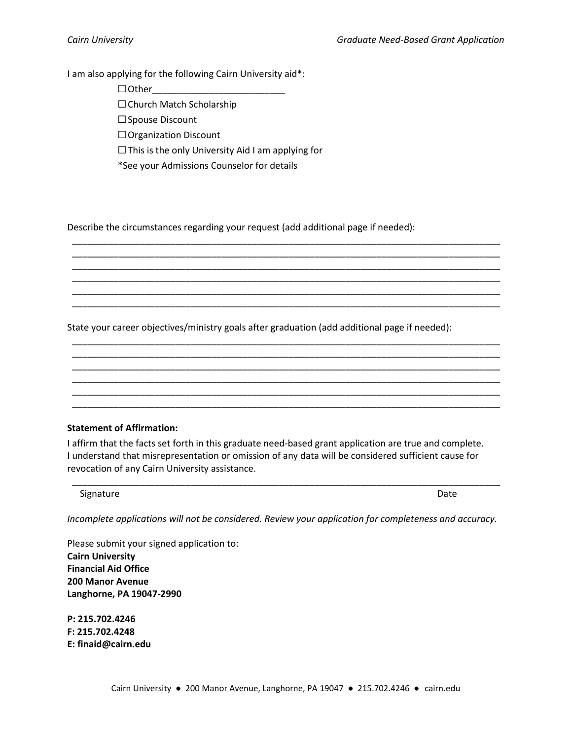I am also applying for the following Cairn University aid*:

☐ Other_________________________

☐ Church Match Scholarship

☐ Spouse Discount

☐ Organization Discount

☐ This is the only University Aid I am applying for

*See your Admissions Counselor for details

Describe the circumstances regarding your request (add additional page if needed):

______________________________________________________________________________________
______________________________________________________________________________________
______________________________________________________________________________________
______________________________________________________________________________________
______________________________________________________________________________________
______________________________________________________________________________________

State your career objectives/ministry goals after graduation (add additional page if needed):

______________________________________________________________________________________
______________________________________________________________________________________
______________________________________________________________________________________
______________________________________________________________________________________
______________________________________________________________________________________
______________________________________________________________________________________

**Statement of Affirmation:**

I affirm that the facts set forth in this graduate need-based grant application are true and complete. I understand that misrepresentation or omission of any data will be considered sufficient cause for revocation of any Cairn University assistance.

______________________________________________________________________________________

Signature Date

*Incomplete applications will not be considered. Review your application for completeness and accuracy.*

Please submit your signed application to:

**Cairn University**
**Financial Aid Office**
**200 Manor Avenue**
**Langhorne, PA 19047-2990**

**P: 215.702.4246**
**F: 215.702.4248**
**E: finaid@cairn.edu**